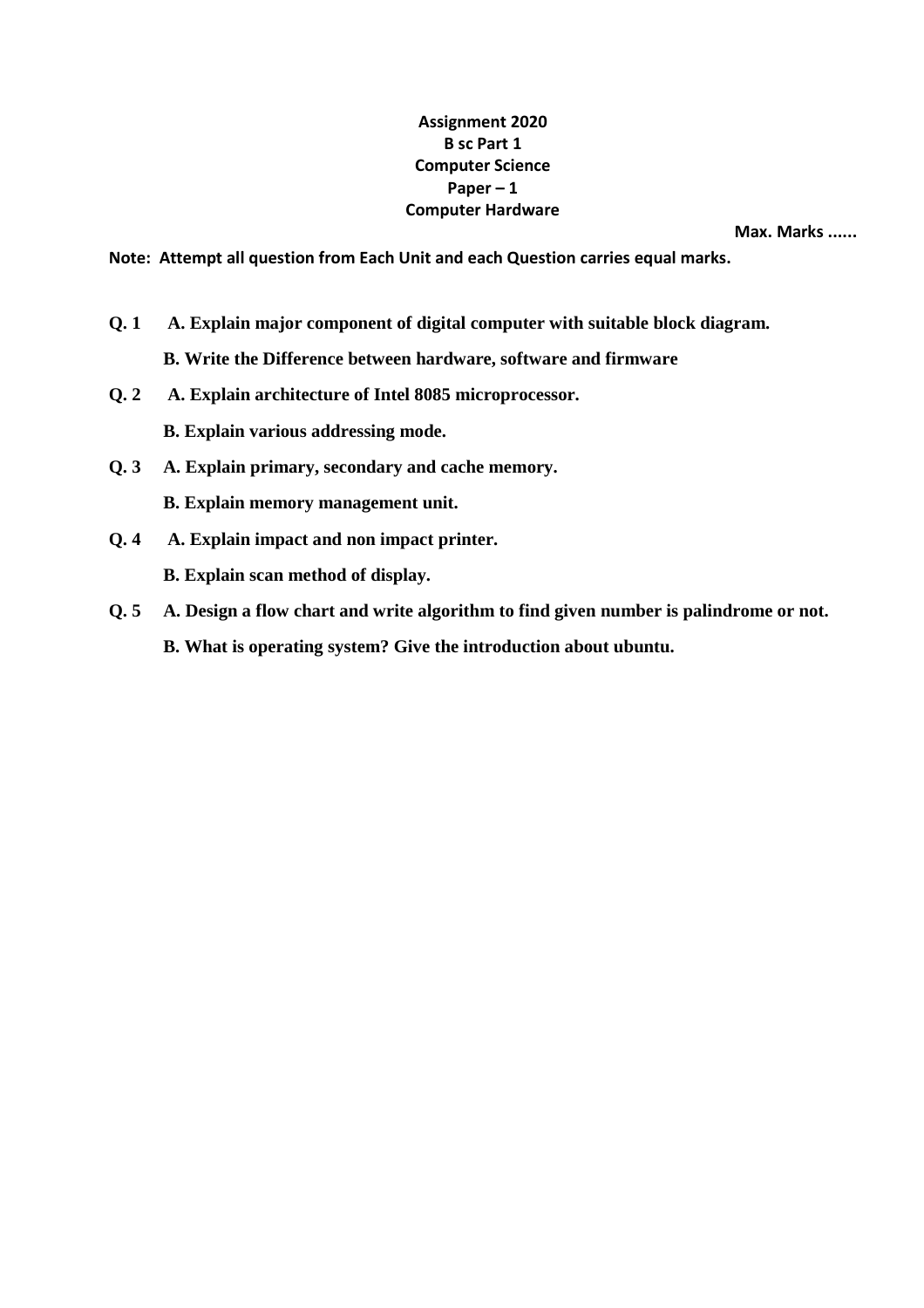**Assignment 2020**
**B sc Part 1**
**Computer Science**
**Paper – 1**
**Computer Hardware**

**Max. Marks ......**

**Note: Attempt all question from Each Unit and each Question carries equal marks.**

**Q. 1** **A. Explain major component of digital computer with suitable block diagram.**

**B. Write the Difference between hardware, software and firmware**

**Q. 2** **A. Explain architecture of Intel 8085 microprocessor.**

**B. Explain various addressing mode.**

**Q. 3** **A. Explain primary, secondary and cache memory.**

**B. Explain memory management unit.**

**Q. 4** **A. Explain impact and non impact printer.**

**B. Explain scan method of display.**

**Q. 5** **A. Design a flow chart and write algorithm to find given number is palindrome or not.**

**B. What is operating system? Give the introduction about ubuntu.**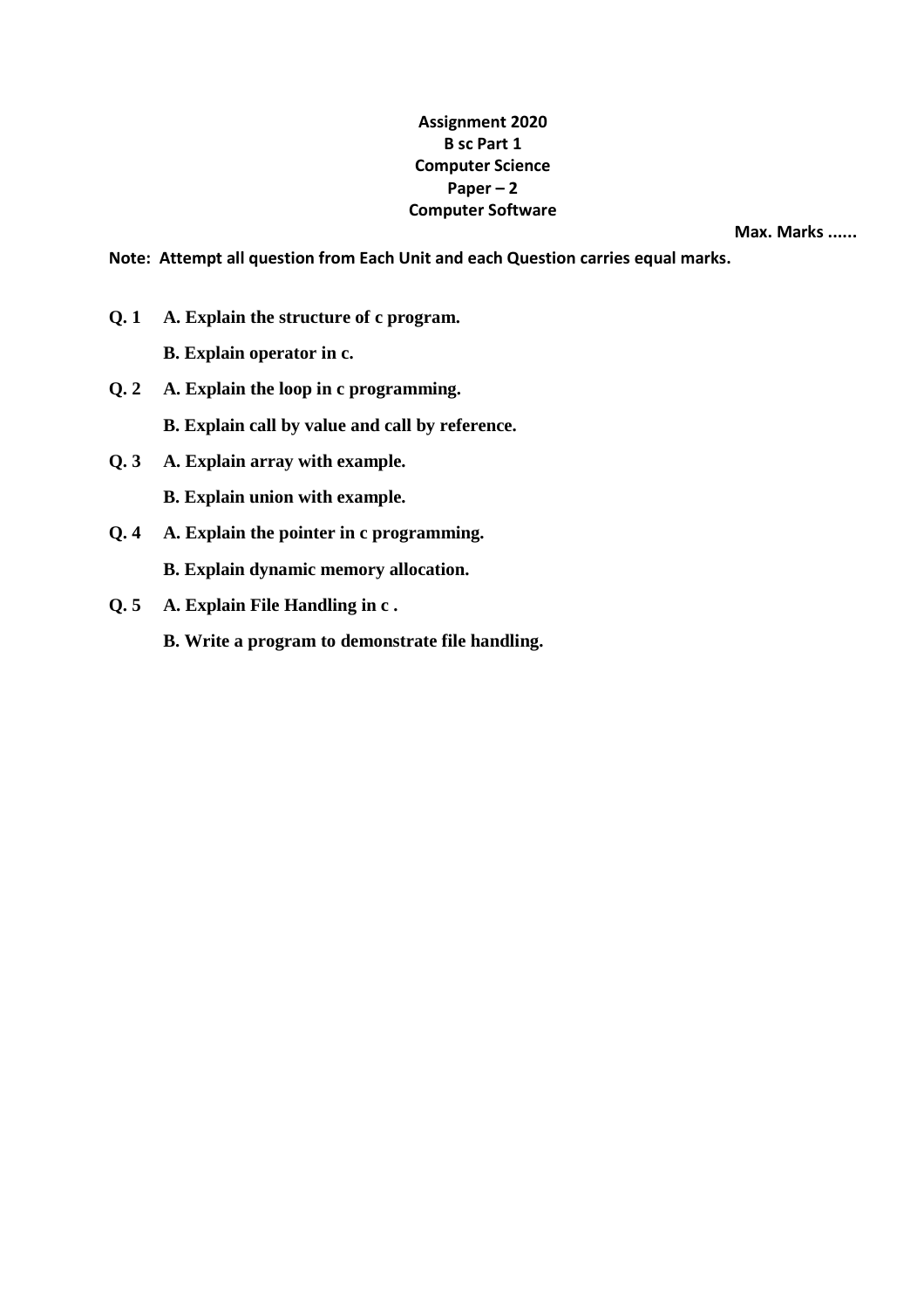**Assignment 2020**
**B sc Part 1**
**Computer Science**
**Paper – 2**
**Computer Software**

**Max. Marks ......**

**Note: Attempt all question from Each Unit and each Question carries equal marks.**

**Q. 1** **A. Explain the structure of c program.**

**B. Explain operator in c.**

**Q. 2** **A. Explain the loop in c programming.**

**B. Explain call by value and call by reference.**

**Q. 3** **A. Explain array with example.**

**B. Explain union with example.**

**Q. 4** **A. Explain the pointer in c programming.**

**B. Explain dynamic memory allocation.**

**Q. 5** **A. Explain File Handling in c .**

**B. Write a program to demonstrate file handling.**